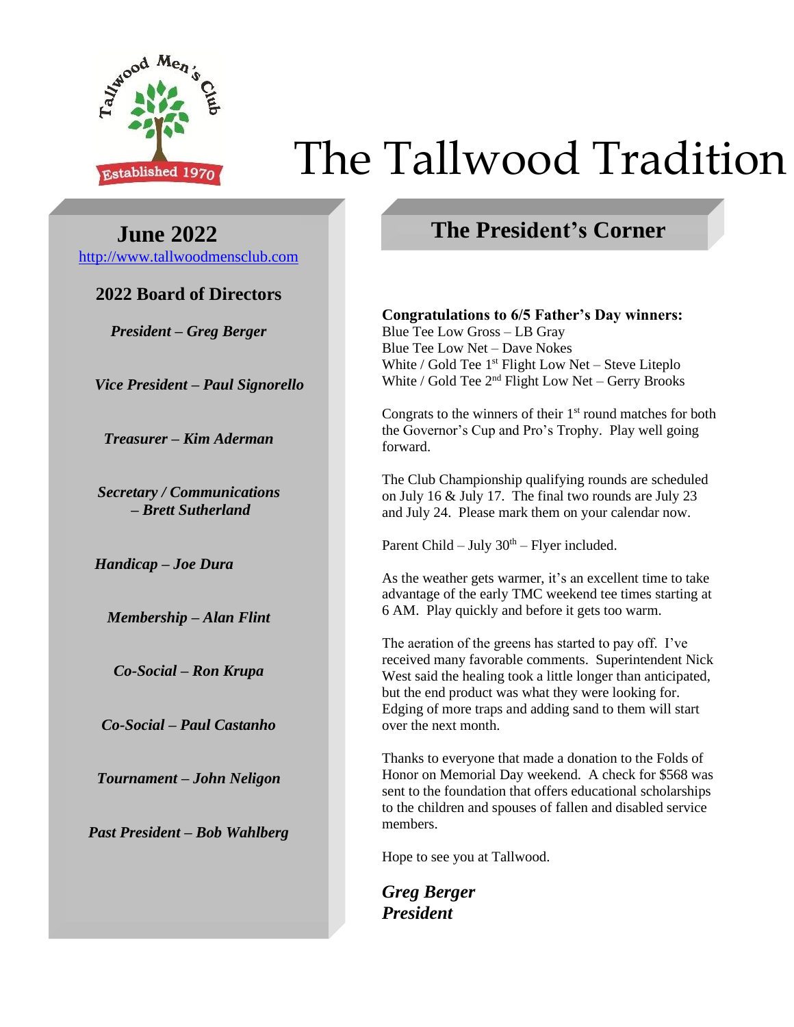# The Tallwood Tradition

## June 2022

http://www.tallwoodmensclub.com

### 2022 Board of Directors

***President – Greg Berger***

***Vice President – Paul Signorello***

***Treasurer – Kim Aderman***

***Secretary / Communications – Brett Sutherland***

***Handicap – Joe Dura***

***Membership – Alan Flint***

***Co-Social – Ron Krupa***

***Co-Social – Paul Castanho***

***Tournament – John Neligon***

***Past President – Bob Wahlberg***

## The President's Corner

**Congratulations to 6/5 Father's Day winners:**
Blue Tee Low Gross – LB Gray
Blue Tee Low Net – Dave Nokes
White / Gold Tee 1st Flight Low Net – Steve Liteplo
White / Gold Tee 2nd Flight Low Net – Gerry Brooks

Congrats to the winners of their 1st round matches for both the Governor's Cup and Pro's Trophy. Play well going forward.

The Club Championship qualifying rounds are scheduled on July 16 & July 17. The final two rounds are July 23 and July 24. Please mark them on your calendar now.

Parent Child – July 30th – Flyer included.

As the weather gets warmer, it's an excellent time to take advantage of the early TMC weekend tee times starting at 6 AM. Play quickly and before it gets too warm.

The aeration of the greens has started to pay off. I've received many favorable comments. Superintendent Nick West said the healing took a little longer than anticipated, but the end product was what they were looking for. Edging of more traps and adding sand to them will start over the next month.

Thanks to everyone that made a donation to the Folds of Honor on Memorial Day weekend. A check for $568 was sent to the foundation that offers educational scholarships to the children and spouses of fallen and disabled service members.

Hope to see you at Tallwood.

***Greg Berger***
***President***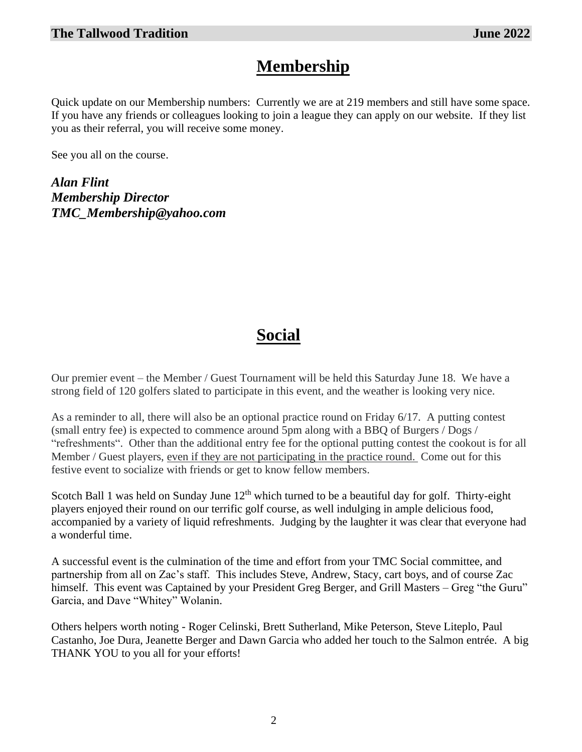# Membership

Quick update on our Membership numbers: Currently we are at 219 members and still have some space. If you have any friends or colleagues looking to join a league they can apply on our website. If they list you as their referral, you will receive some money.

See you all on the course.

***Alan Flint***
***Membership Director***
***TMC_Membership@yahoo.com***

# Social

Our premier event – the Member / Guest Tournament will be held this Saturday June 18. We have a strong field of 120 golfers slated to participate in this event, and the weather is looking very nice.

As a reminder to all, there will also be an optional practice round on Friday 6/17. A putting contest (small entry fee) is expected to commence around 5pm along with a BBQ of Burgers / Dogs / "refreshments". Other than the additional entry fee for the optional putting contest the cookout is for all Member / Guest players, <u>even if they are not participating in the practice round.</u> Come out for this festive event to socialize with friends or get to know fellow members.

Scotch Ball 1 was held on Sunday June 12th which turned to be a beautiful day for golf. Thirty-eight players enjoyed their round on our terrific golf course, as well indulging in ample delicious food, accompanied by a variety of liquid refreshments. Judging by the laughter it was clear that everyone had a wonderful time.

A successful event is the culmination of the time and effort from your TMC Social committee, and partnership from all on Zac's staff. This includes Steve, Andrew, Stacy, cart boys, and of course Zac himself. This event was Captained by your President Greg Berger, and Grill Masters – Greg "the Guru" Garcia, and Dave "Whitey" Wolanin.

Others helpers worth noting - Roger Celinski, Brett Sutherland, Mike Peterson, Steve Liteplo, Paul Castanho, Joe Dura, Jeanette Berger and Dawn Garcia who added her touch to the Salmon entrée. A big THANK YOU to you all for your efforts!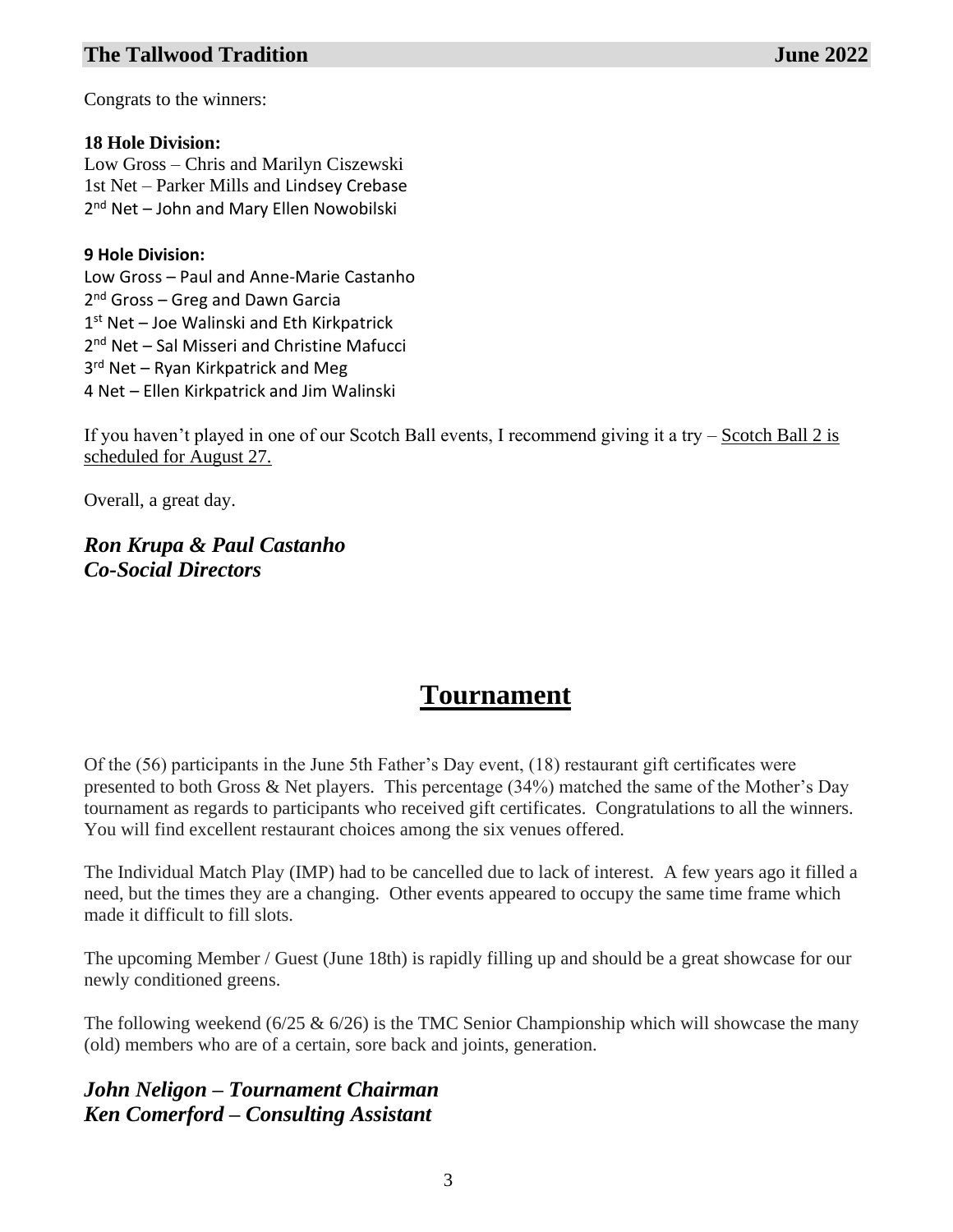Congrats to the winners:

**18 Hole Division:**
Low Gross – Chris and Marilyn Ciszewski
1st Net – Parker Mills and Lindsey Crebase
2nd Net – John and Mary Ellen Nowobilski

**9 Hole Division:**
Low Gross – Paul and Anne-Marie Castanho
2nd Gross – Greg and Dawn Garcia
1st Net – Joe Walinski and Eth Kirkpatrick
2nd Net – Sal Misseri and Christine Mafucci
3rd Net – Ryan Kirkpatrick and Meg
4 Net – Ellen Kirkpatrick and Jim Walinski

If you haven't played in one of our Scotch Ball events, I recommend giving it a try – Scotch Ball 2 is scheduled for August 27.

Overall, a great day.

***Ron Krupa & Paul Castanho***
***Co-Social Directors***

# Tournament

Of the (56) participants in the June 5th Father's Day event, (18) restaurant gift certificates were presented to both Gross & Net players. This percentage (34%) matched the same of the Mother's Day tournament as regards to participants who received gift certificates. Congratulations to all the winners. You will find excellent restaurant choices among the six venues offered.

The Individual Match Play (IMP) had to be cancelled due to lack of interest. A few years ago it filled a need, but the times they are a changing. Other events appeared to occupy the same time frame which made it difficult to fill slots.

The upcoming Member / Guest (June 18th) is rapidly filling up and should be a great showcase for our newly conditioned greens.

The following weekend (6/25 & 6/26) is the TMC Senior Championship which will showcase the many (old) members who are of a certain, sore back and joints, generation.

***John Neligon – Tournament Chairman***
***Ken Comerford – Consulting Assistant***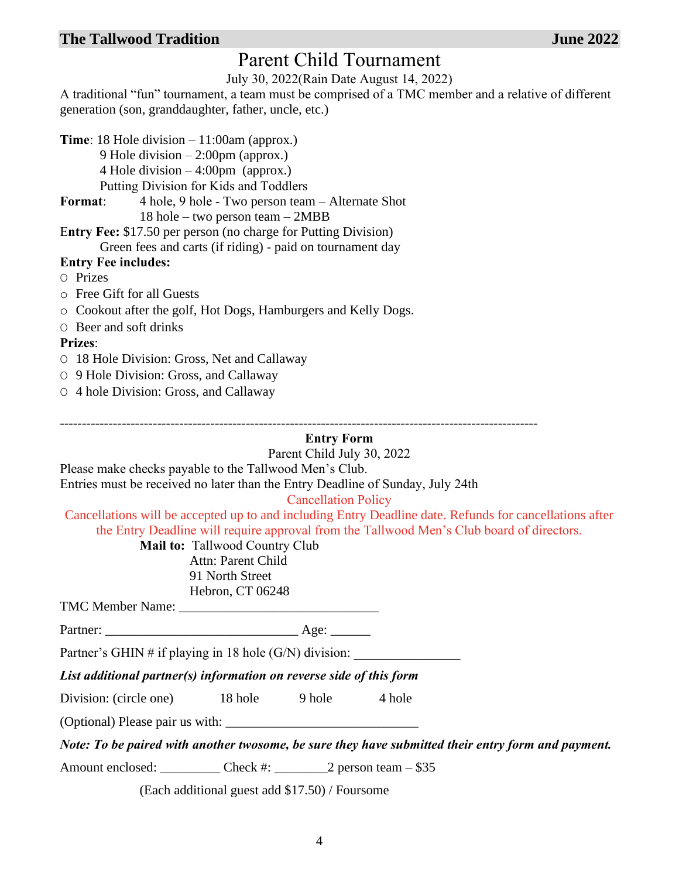# Parent Child Tournament

July 30, 2022(Rain Date August 14, 2022)

A traditional "fun" tournament, a team must be comprised of a TMC member and a relative of different generation (son, granddaughter, father, uncle, etc.)

**Time**: 18 Hole division – 11:00am (approx.)
9 Hole division – 2:00pm (approx.)
4 Hole division – 4:00pm (approx.)
Putting Division for Kids and Toddlers

**Format**: 4 hole, 9 hole - Two person team – Alternate Shot
18 hole – two person team – 2MBB

**Entry Fee:** $17.50 per person (no charge for Putting Division)
Green fees and carts (if riding) - paid on tournament day

**Entry Fee includes:**

- Prizes
- Free Gift for all Guests
- Cookout after the golf, Hot Dogs, Hamburgers and Kelly Dogs.
- Beer and soft drinks

**Prizes**:

- 18 Hole Division: Gross, Net and Callaway
- 9 Hole Division: Gross, and Callaway
- 4 hole Division: Gross, and Callaway

---

## Entry Form

Parent Child July 30, 2022

Please make checks payable to the Tallwood Men's Club.
Entries must be received no later than the Entry Deadline of Sunday, July 24th

Cancellation Policy

Cancellations will be accepted up to and including Entry Deadline date. Refunds for cancellations after the Entry Deadline will require approval from the Tallwood Men's Club board of directors.

**Mail to:** Tallwood Country Club
Attn: Parent Child
91 North Street
Hebron, CT 06248

TMC Member Name: ______________________________

Partner: ____________________________ Age: ______

Partner's GHIN # if playing in 18 hole (G/N) division: _______________

***List additional partner(s) information on reverse side of this form***

Division: (circle one) 18 hole 9 hole 4 hole

(Optional) Please pair us with: _____________________________

***Note: To be paired with another twosome, be sure they have submitted their entry form and payment.***

Amount enclosed: _________ Check #: ________2 person team – $35

(Each additional guest add $17.50) / Foursome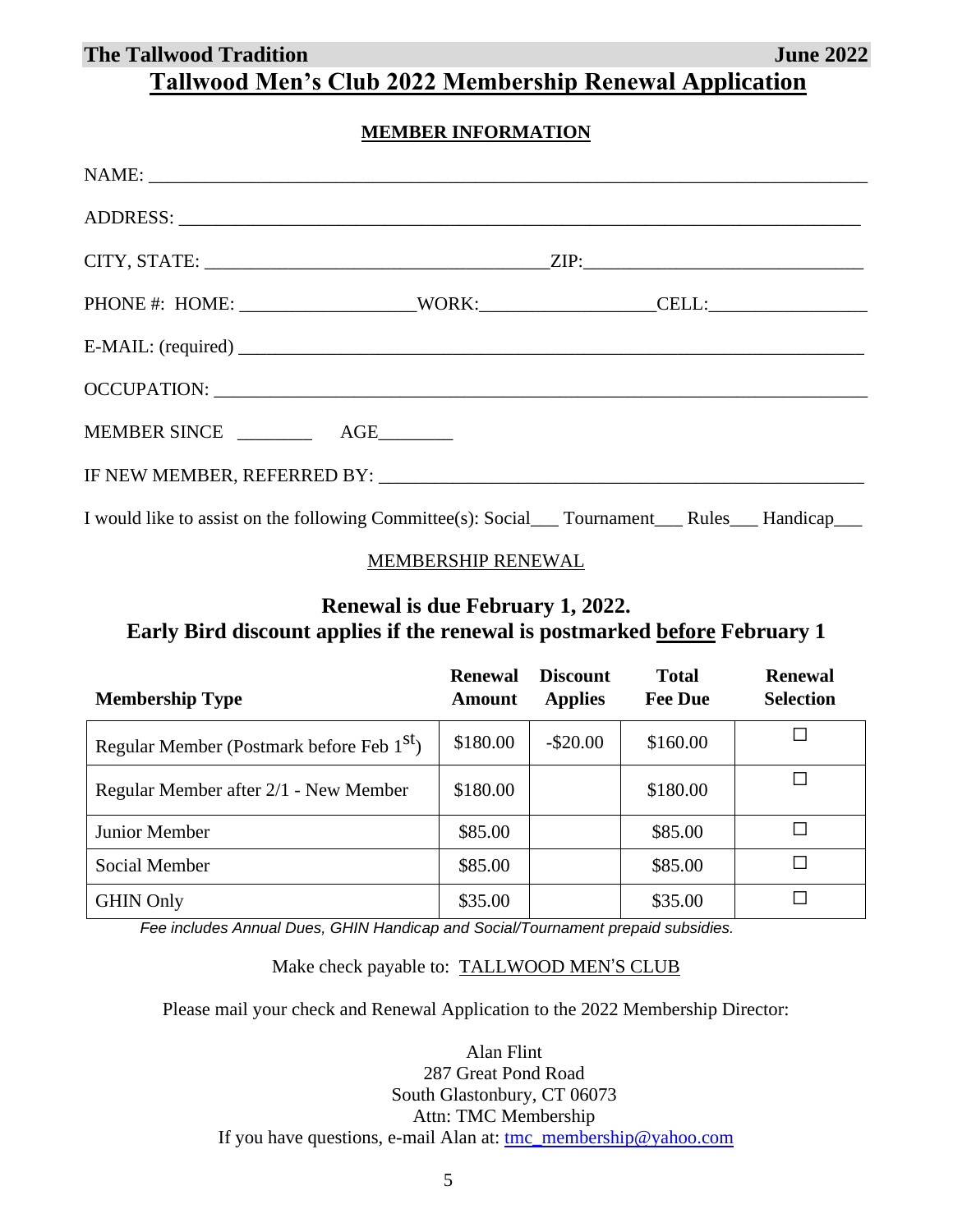# Tallwood Men's Club 2022 Membership Renewal Application

## MEMBER INFORMATION

NAME: ______________________________________________________________________________

ADDRESS: ___________________________________________________________________________

CITY, STATE: ___________________________________ZIP:____________________________

PHONE #: HOME: __________________WORK:_________________CELL:________________

E-MAIL: (required) ______________________________________________________________

OCCUPATION: ___________________________________________________________________

MEMBER SINCE ________ AGE________

IF NEW MEMBER, REFERRED BY: _______________________________________________

I would like to assist on the following Committee(s): Social___ Tournament___ Rules___ Handicap___

MEMBERSHIP RENEWAL

**Renewal is due February 1, 2022.**
**Early Bird discount applies if the renewal is postmarked before February 1**

| Membership Type | Renewal Amount | Discount Applies | Total Fee Due | Renewal Selection |
|---|---|---|---|---|
| Regular Member (Postmark before Feb 1st) | $180.00 | -$20.00 | $160.00 | ☐ |
| Regular Member after 2/1 - New Member | $180.00 | | $180.00 | ☐ |
| Junior Member | $85.00 | | $85.00 | ☐ |
| Social Member | $85.00 | | $85.00 | ☐ |
| GHIN Only | $35.00 | | $35.00 | ☐ |

*Fee includes Annual Dues, GHIN Handicap and Social/Tournament prepaid subsidies.*

Make check payable to: TALLWOOD MEN'S CLUB

Please mail your check and Renewal Application to the 2022 Membership Director:

Alan Flint
287 Great Pond Road
South Glastonbury, CT 06073
Attn: TMC Membership
If you have questions, e-mail Alan at: tmc_membership@yahoo.com